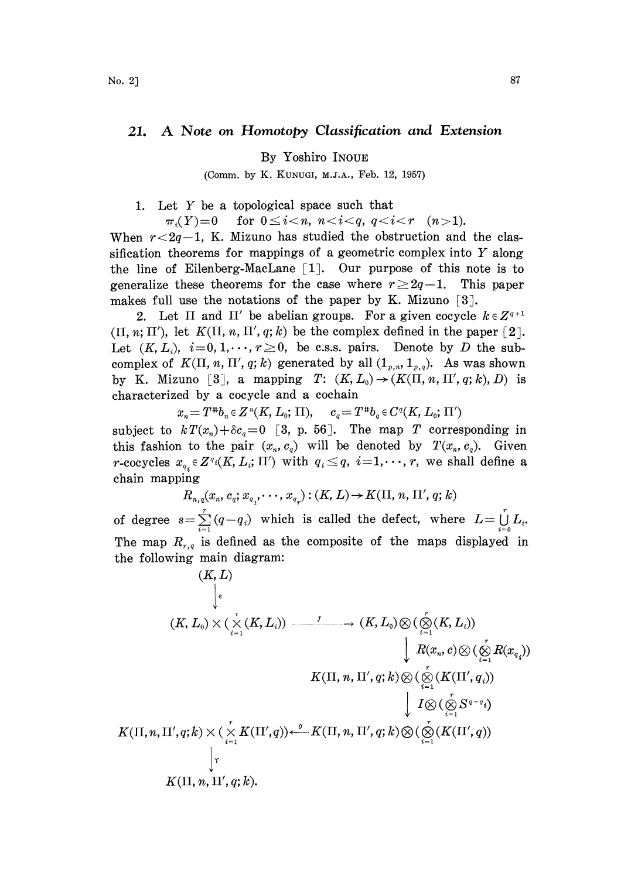# 21. A Note on Homotopy Classification and Extension

By Yoshiro INOUE

(Comm. by K. KUNUGI, M.J.A., Feb. 12, 1957)

1. Let $Y$ be a topological space such that

$$\pi_i(Y)=0 \quad \text{for } 0\leq i<n,\ n<i<q,\ q<i<r \quad (n>1).$$

When $r<2q-1$, K. Mizuno has studied the obstruction and the classification theorems for mappings of a geometric complex into $Y$ along the line of Eilenberg-MacLane [1]. Our purpose of this note is to generalize these theorems for the case where $r\geq 2q-1$. This paper makes full use the notations of the paper by K. Mizuno [3].

2. Let $\Pi$ and $\Pi'$ be abelian groups. For a given cocycle $k\in Z^{q+1}(\Pi, n; \Pi')$, let $K(\Pi, n, \Pi', q; k)$ be the complex defined in the paper [2]. Let $(K, L_i)$, $i=0,1,\cdots,r\geq 0$, be c.s.s. pairs. Denote by $D$ the subcomplex of $K(\Pi, n, \Pi', q; k)$ generated by all $(1_{p,n}, 1_{p,q})$. As was shown by K. Mizuno [3], a mapping $T$: $(K, L_0)\rightarrow (K(\Pi, n, \Pi', q; k), D)$ is characterized by a cocycle and a cochain

$$x_n=T^{\#}b_n\in Z^n(K, L_0; \Pi), \quad c_q=T^{\#}b_q\in C^q(K, L_0; \Pi')$$

subject to $kT(x_n)+\delta c_q=0$ [3, p. 56]. The map $T$ corresponding in this fashion to the pair $(x_n, c_q)$ will be denoted by $T(x_n, c_q)$. Given $r$-cocycles $x_{q_i}\in Z^{q_i}(K, L_i; \Pi')$ with $q_i\leq q$, $i=1,\cdots,r$, we shall define a chain mapping

$$R_{n,q}(x_n, c_q; x_{q_1},\cdots, x_{q_r}): (K, L)\rightarrow K(\Pi, n, \Pi', q; k)$$

of degree $s=\sum_{i=1}^{r}(q-q_i)$ which is called the defect, where $L=\bigcup_{i=0}^{r} L_i$. The map $R_{r,q}$ is defined as the composite of the maps displayed in the following main diagram:

$$
\begin{array}{ccc}
(K, L) & & \\
\downarrow e & & \\
(K, L_0)\times(\times_{i=1}^{r}(K, L_i)) & \xrightarrow{\ J\ } & (K, L_0)\otimes(\otimes_{i=1}^{r}(K, L_i)) \\
 & & \downarrow R(x_n, c)\otimes(\otimes_{i=1}^{r} R(x_{q_i})) \\
 & & K(\Pi, n, \Pi', q; k)\otimes(\otimes_{i=1}^{r}(K(\Pi', q_i)) \\
 & & \downarrow I\otimes(\otimes_{i=1}^{r} S^{q-q_i}) \\
K(\Pi, n, \Pi', q; k)\times(\times_{i=1}^{r} K(\Pi', q)) & \xleftarrow{\ g\ } & K(\Pi, n, \Pi', q; k)\otimes(\otimes_{i=1}^{r}(K(\Pi', q)) \\
\downarrow \tau & & \\
K(\Pi, n, \Pi', q; k). & &
\end{array}
$$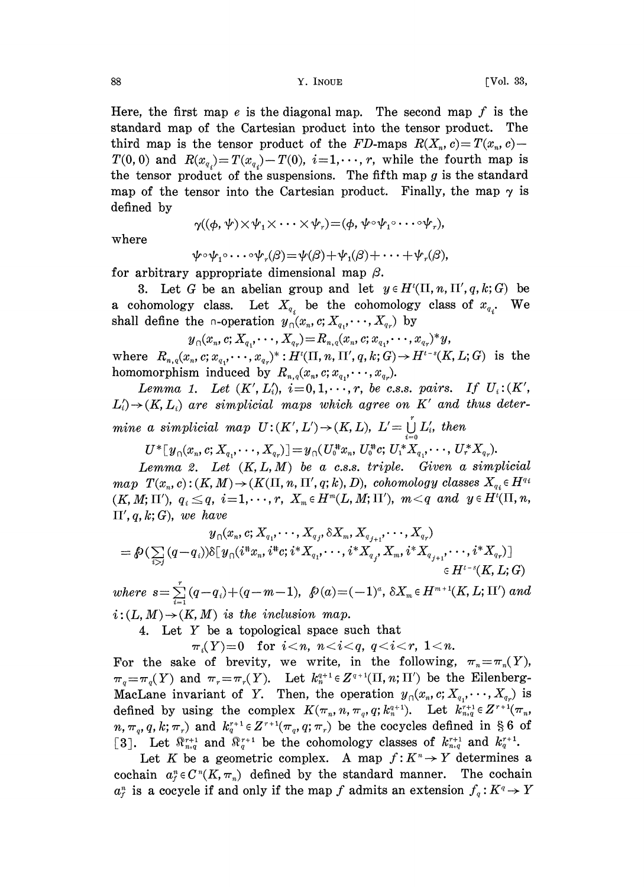Here, the first map $e$ is the diagonal map. The second map $f$ is the standard map of the Cartesian product into the tensor product. The third map is the tensor product of the $FD$-maps $R(X_n, c) = T(x_n, c) - T(0, 0)$ and $R(x_{q_i}) = T(x_{q_i}) - T(0)$, $i = 1, \cdots, r$, while the fourth map is the tensor product of the suspensions. The fifth map $g$ is the standard map of the tensor into the Cartesian product. Finally, the map $\gamma$ is defined by

$$\gamma((\phi, \psi) \times \psi_1 \times \cdots \times \psi_r) = (\phi, \psi \circ \psi_1 \circ \cdots \circ \psi_r),$$

where

$$\psi \circ \psi_1 \circ \cdots \circ \psi_r(\beta) = \psi(\beta) + \psi_1(\beta) + \cdots + \psi_r(\beta),$$

for arbitrary appropriate dimensional map $\beta$.

3. Let $G$ be an abelian group and let $y \in H^t(\Pi, n, \Pi', q, k; G)$ be a cohomology class. Let $X_{q_i}$ be the cohomology class of $x_{q_i}$. We shall define the $\cap$-operation $y_\cap(x_n, c; X_{q_1}, \cdots, X_{q_r})$ by

$$y_\cap(x_n, c; X_{q_1}, \cdots, X_{q_r}) = R_{n,q}(x_n, c; x_{q_1}, \cdots, x_{q_r})^* y,$$

where $R_{n,q}(x_n, c; x_{q_1}, \cdots, x_{q_r})^* : H^t(\Pi, n, \Pi', q, k; G) \to H^{t-s}(K, L; G)$ is the homomorphism induced by $R_{n,q}(x_n, c; x_{q_1}, \cdots, x_{q_r})$.

*Lemma 1. Let $(K', L'_i)$, $i = 0, 1, \cdots, r$, be c.s.s. pairs. If $U_i : (K', L'_i) \to (K, L_i)$ are simplicial maps which agree on $K'$ and thus determine a simplicial map $U : (K', L') \to (K, L)$, $L' = \bigcup_{i=0}^{r} L'_i$, then*

$$U^*[y_\cap(x_n, c; X_{q_1}, \cdots, X_{q_r})] = y_\cap(U_0^\# x_n, U_0^\# c; U_1^* X_{q_1}, \cdots, U_r^* X_{q_r}).$$

*Lemma 2. Let $(K, L, M)$ be a c.s.s. triple. Given a simplicial map $T(x_n, c) : (K, M) \to (K(\Pi, n, \Pi', q; k), D)$, cohomology classes $X_{q_i} \in H^{q_i}(K, M; \Pi')$, $q_i \leq q$, $i = 1, \cdots, r$, $X_m \in H^m(L, M; \Pi')$, $m < q$ and $y \in H^t(\Pi, n, \Pi', q, k; G)$, we have*

$$\begin{aligned} &y_\cap(x_n, c; X_{q_1}, \cdots, X_{q_j}, \delta X_m, X_{q_{j+1}}, \cdots, X_{q_r}) \\ &= \wp\Big(\sum_{i>j}(q - q_i)\Big)\delta[y_\cap(i^\# x_n, i^\# c; i^* X_{q_1}, \cdots, i^* X_{q_j}, X_m, i^* X_{q_{j+1}}, \cdots, i^* X_{q_r})] \\ &\hspace{22em} \in H^{t-s}(K, L; G) \end{aligned}$$

*where $s = \sum_{i=1}^{r}(q - q_i) + (q - m - 1)$, $\wp(a) = (-1)^a$, $\delta X_m \in H^{m+1}(K, L; \Pi')$ and $i : (L, M) \to (K, M)$ is the inclusion map.*

4. Let $Y$ be a topological space such that

$$\pi_i(Y) = 0 \quad \text{for } i < n, \ n < i < q, \ q < i < r, \ 1 < n.$$

For the sake of brevity, we write, in the following, $\pi_n = \pi_n(Y)$, $\pi_q = \pi_q(Y)$ and $\pi_r = \pi_r(Y)$. Let $k_n^{q+1} \in Z^{q+1}(\Pi, n; \Pi')$ be the Eilenberg-MacLane invariant of $Y$. Then, the operation $y_\cap(x_n, c; X_{q_1}, \cdots, X_{q_r})$ is defined by using the complex $K(\pi_n, n, \pi_q, q; k_n^{q+1})$. Let $k_{n,q}^{r+1} \in Z^{r+1}(\pi_n, n, \pi_q, q, k; \pi_r)$ and $k_q^{r+1} \in Z^{r+1}(\pi_q, q; \pi_r)$ be the cocycles defined in § 6 of [3]. Let $\mathfrak{K}_{n,q}^{r+1}$ and $\mathfrak{K}_q^{r+1}$ be the cohomology classes of $k_{n,q}^{r+1}$ and $k_q^{r+1}$.

Let $K$ be a geometric complex. A map $f : K^n \to Y$ determines a cochain $a_f^n \in C^n(K, \pi_n)$ defined by the standard manner. The cochain $a_f^n$ is a cocycle if and only if the map $f$ admits an extension $f_q : K^q \to Y$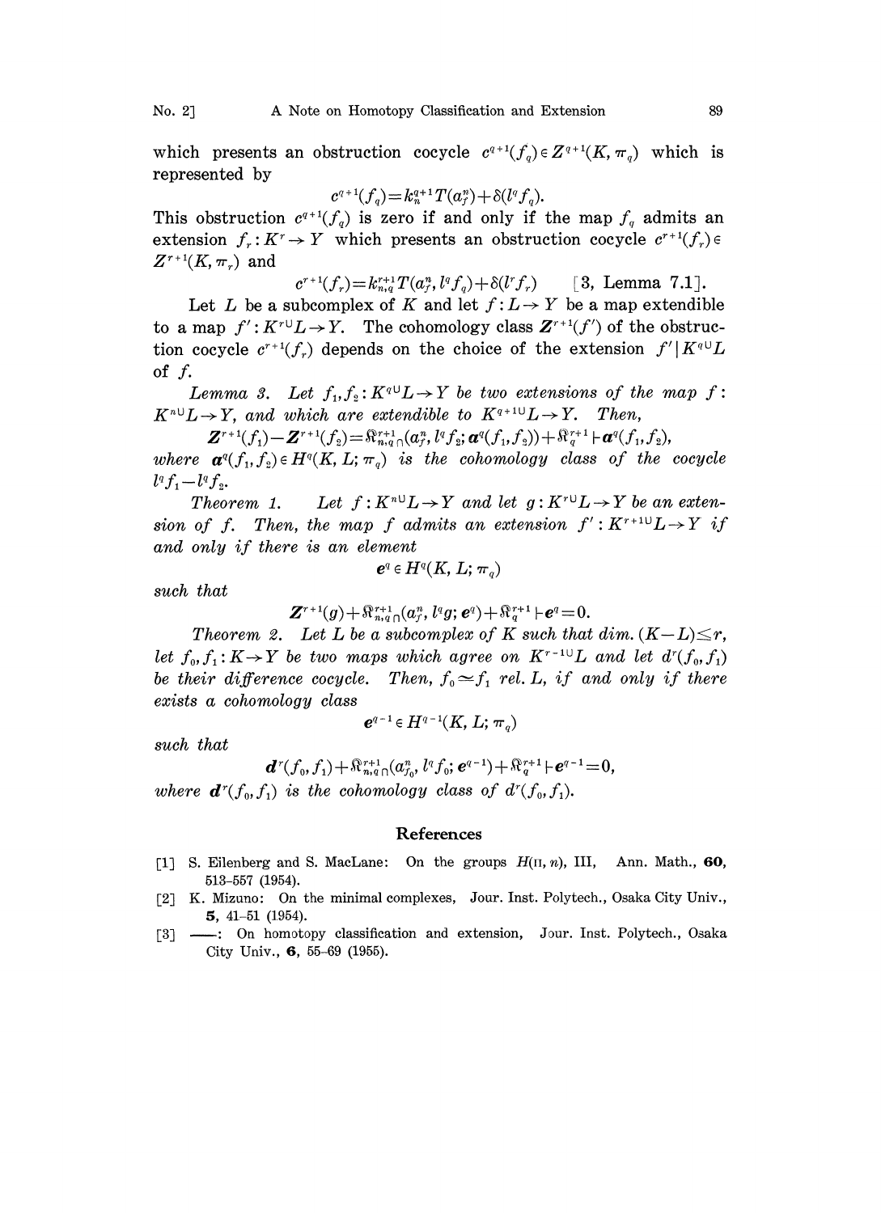which presents an obstruction cocycle $c^{q+1}(f_q) \in Z^{q+1}(K, \pi_q)$ which is represented by

$$c^{q+1}(f_q) = k_n^{q+1} T(a_f^n) + \delta(l^q f_q).$$

This obstruction $c^{q+1}(f_q)$ is zero if and only if the map $f_q$ admits an extension $f_r : K^r \to Y$ which presents an obstruction cocycle $c^{r+1}(f_r) \in Z^{r+1}(K, \pi_r)$ and

$$c^{r+1}(f_r) = k_{n,q}^{r+1} T(a_f^n, l^q f_q) + \delta(l^r f_r) \qquad [3, \text{ Lemma } 7.1].$$

Let $L$ be a subcomplex of $K$ and let $f : L \to Y$ be a map extendible to a map $f' : K^r \cup L \to Y$. The cohomology class $\boldsymbol{Z}^{r+1}(f')$ of the obstruction cocycle $c^{r+1}(f_r)$ depends on the choice of the extension $f' | K^q \cup L$ of $f$.

*Lemma 3. Let $f_1, f_2 : K^q \cup L \to Y$ be two extensions of the map $f$: $K^n \cup L \to Y$, and which are extendible to $K^{q+1} \cup L \to Y$. Then,*

$$\boldsymbol{Z}^{r+1}(f_1) - \boldsymbol{Z}^{r+1}(f_2) = \mathfrak{R}_{n,q \cap}^{r+1}(a_f^n, l^q f_2; \boldsymbol{a}^q(f_1, f_2)) + \mathfrak{R}_q^{r+1} \vdash \boldsymbol{a}^q(f_1, f_2),$$

*where $\boldsymbol{a}^q(f_1, f_2) \in H^q(K, L; \pi_q)$ is the cohomology class of the cocycle $l^q f_1 - l^q f_2$.*

*Theorem 1. Let $f : K^n \cup L \to Y$ and let $g : K^r \cup L \to Y$ be an extension of $f$. Then, the map $f$ admits an extension $f' : K^{r+1} \cup L \to Y$ if and only if there is an element*

$$\boldsymbol{e}^q \in H^q(K, L; \pi_q)$$

*such that*

$$\boldsymbol{Z}^{r+1}(g) + \mathfrak{R}_{n,q \cap}^{r+1}(a_f^n, l^q g; \boldsymbol{e}^q) + \mathfrak{R}_q^{r+1} \vdash \boldsymbol{e}^q = 0.$$

*Theorem 2. Let $L$ be a subcomplex of $K$ such that $\dim. (K - L) \leq r$, let $f_0, f_1 : K \to Y$ be two maps which agree on $K^{r-1} \cup L$ and let $d^r(f_0, f_1)$ be their difference cocycle. Then, $f_0 \simeq f_1$ rel. $L$, if and only if there exists a cohomology class*

$$\boldsymbol{e}^{q-1} \in H^{q-1}(K, L; \pi_q)$$

*such that*

$$\boldsymbol{d}^r(f_0, f_1) + \mathfrak{R}_{n,q \cap}^{r+1}(a_{f_0}^n, l^q f_0; \boldsymbol{e}^{q-1}) + \mathfrak{R}_q^{r+1} \vdash \boldsymbol{e}^{q-1} = 0,$$

*where $\boldsymbol{d}^r(f_0, f_1)$ is the cohomology class of $d^r(f_0, f_1)$.*

## References

[1] S. Eilenberg and S. MacLane: On the groups $H(\pi, n)$, III, Ann. Math., **60**, 513–557 (1954).

[2] K. Mizuno: On the minimal complexes, Jour. Inst. Polytech., Osaka City Univ., **5**, 41–51 (1954).

[3] ——: On homotopy classification and extension, Jour. Inst. Polytech., Osaka City Univ., **6**, 55–69 (1955).